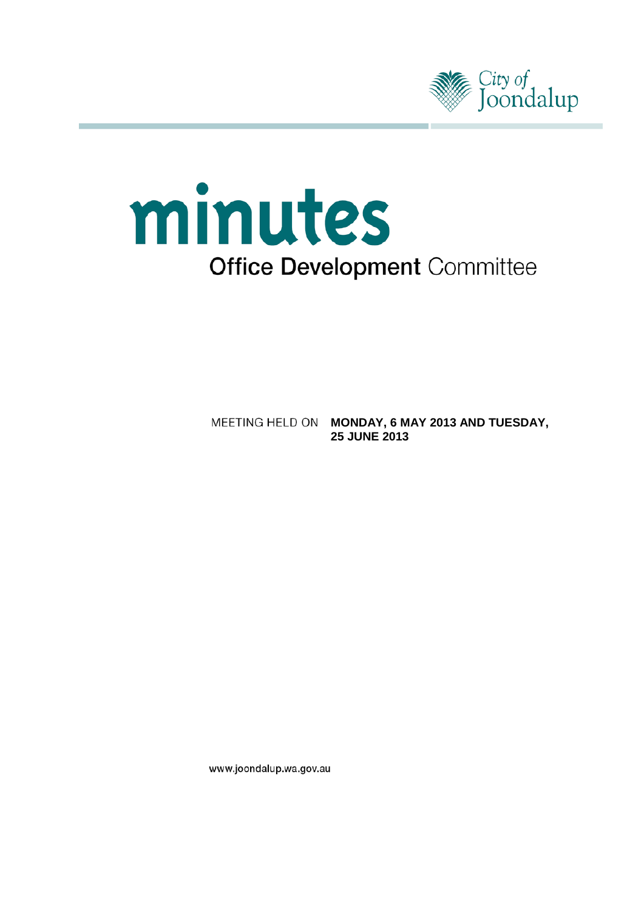City of Joondalup

# minutes

## Office Development Committee

MEETING HELD ON **MONDAY, 6 MAY 2013 AND TUESDAY, 25 JUNE 2013**

www.joondalup.wa.gov.au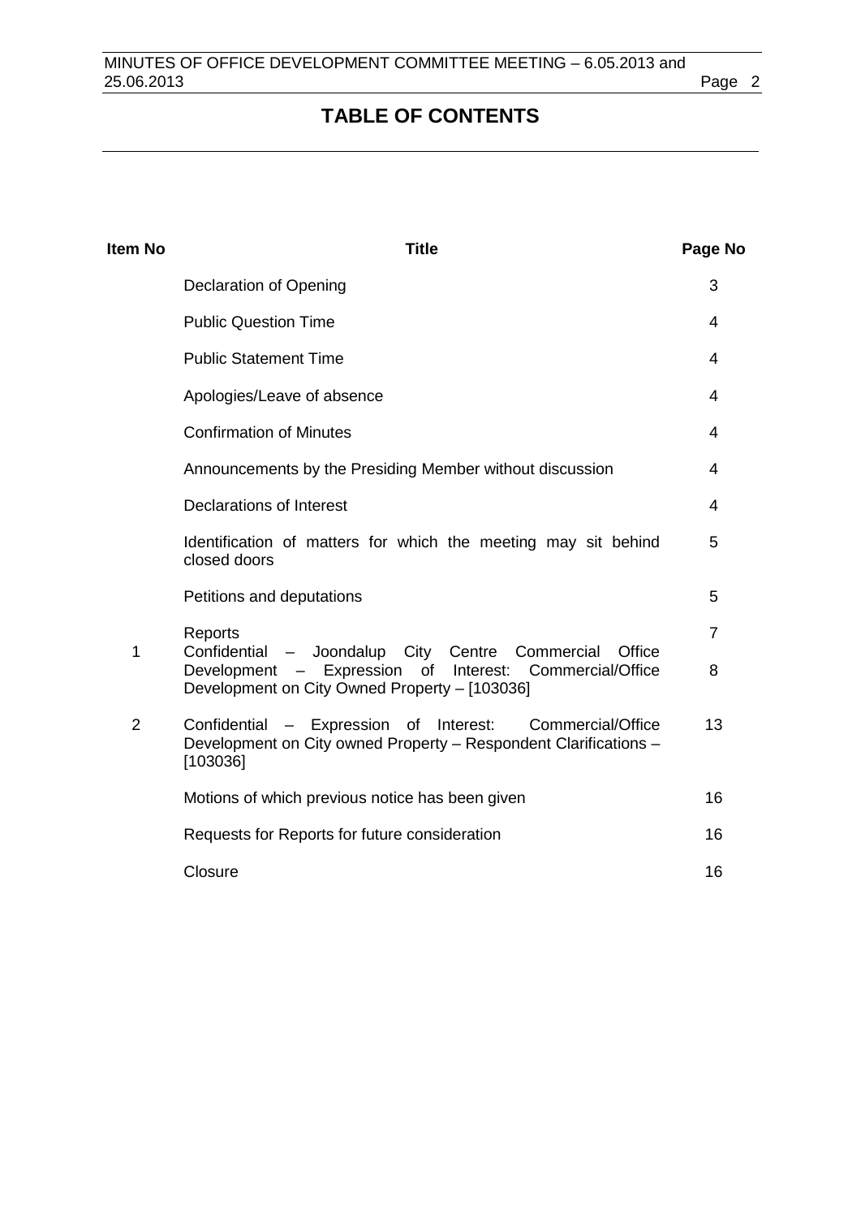# TABLE OF CONTENTS

| Item No | Title | Page No |
|---|---|---|
| | Declaration of Opening | 3 |
| | Public Question Time | 4 |
| | Public Statement Time | 4 |
| | Apologies/Leave of absence | 4 |
| | Confirmation of Minutes | 4 |
| | Announcements by the Presiding Member without discussion | 4 |
| | Declarations of Interest | 4 |
| | Identification of matters for which the meeting may sit behind closed doors | 5 |
| | Petitions and deputations | 5 |
| | Reports | 7 |
| 1 | Confidential – Joondalup City Centre Commercial Office Development – Expression of Interest: Commercial/Office Development on City Owned Property – [103036] | 8 |
| 2 | Confidential – Expression of Interest: Commercial/Office Development on City owned Property – Respondent Clarifications – [103036] | 13 |
| | Motions of which previous notice has been given | 16 |
| | Requests for Reports for future consideration | 16 |
| | Closure | 16 |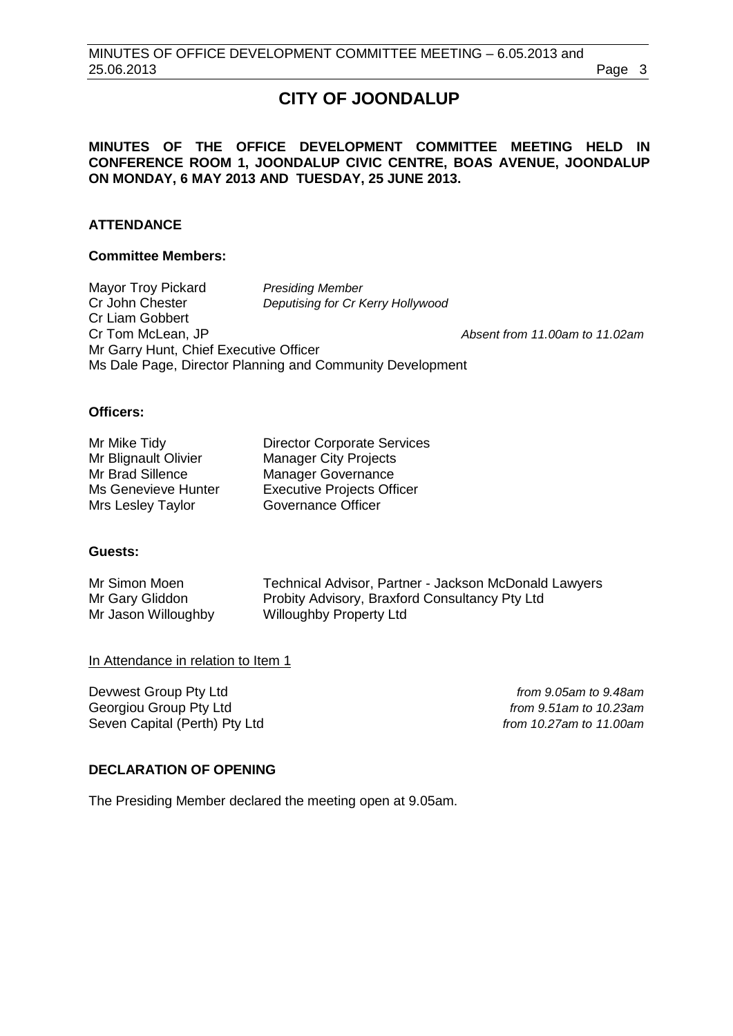# CITY OF JOONDALUP

**MINUTES OF THE OFFICE DEVELOPMENT COMMITTEE MEETING HELD IN CONFERENCE ROOM 1, JOONDALUP CIVIC CENTRE, BOAS AVENUE, JOONDALUP ON MONDAY, 6 MAY 2013 AND TUESDAY, 25 JUNE 2013.**

## ATTENDANCE

### Committee Members:

| | | |
|---|---|---|
| Mayor Troy Pickard | *Presiding Member* | |
| Cr John Chester | *Deputising for Cr Kerry Hollywood* | |
| Cr Liam Gobbert | | |
| Cr Tom McLean, JP | | *Absent from 11.00am to 11.02am* |
| Mr Garry Hunt, Chief Executive Officer | | |
| Ms Dale Page, Director Planning and Community Development | | |

### Officers:

| | |
|---|---|
| Mr Mike Tidy | Director Corporate Services |
| Mr Blignault Olivier | Manager City Projects |
| Mr Brad Sillence | Manager Governance |
| Ms Genevieve Hunter | Executive Projects Officer |
| Mrs Lesley Taylor | Governance Officer |

### Guests:

| | |
|---|---|
| Mr Simon Moen | Technical Advisor, Partner - Jackson McDonald Lawyers |
| Mr Gary Gliddon | Probity Advisory, Braxford Consultancy Pty Ltd |
| Mr Jason Willoughby | Willoughby Property Ltd |

In Attendance in relation to Item 1

| | |
|---|---|
| Devwest Group Pty Ltd | *from 9.05am to 9.48am* |
| Georgiou Group Pty Ltd | *from 9.51am to 10.23am* |
| Seven Capital (Perth) Pty Ltd | *from 10.27am to 11.00am* |

## DECLARATION OF OPENING

The Presiding Member declared the meeting open at 9.05am.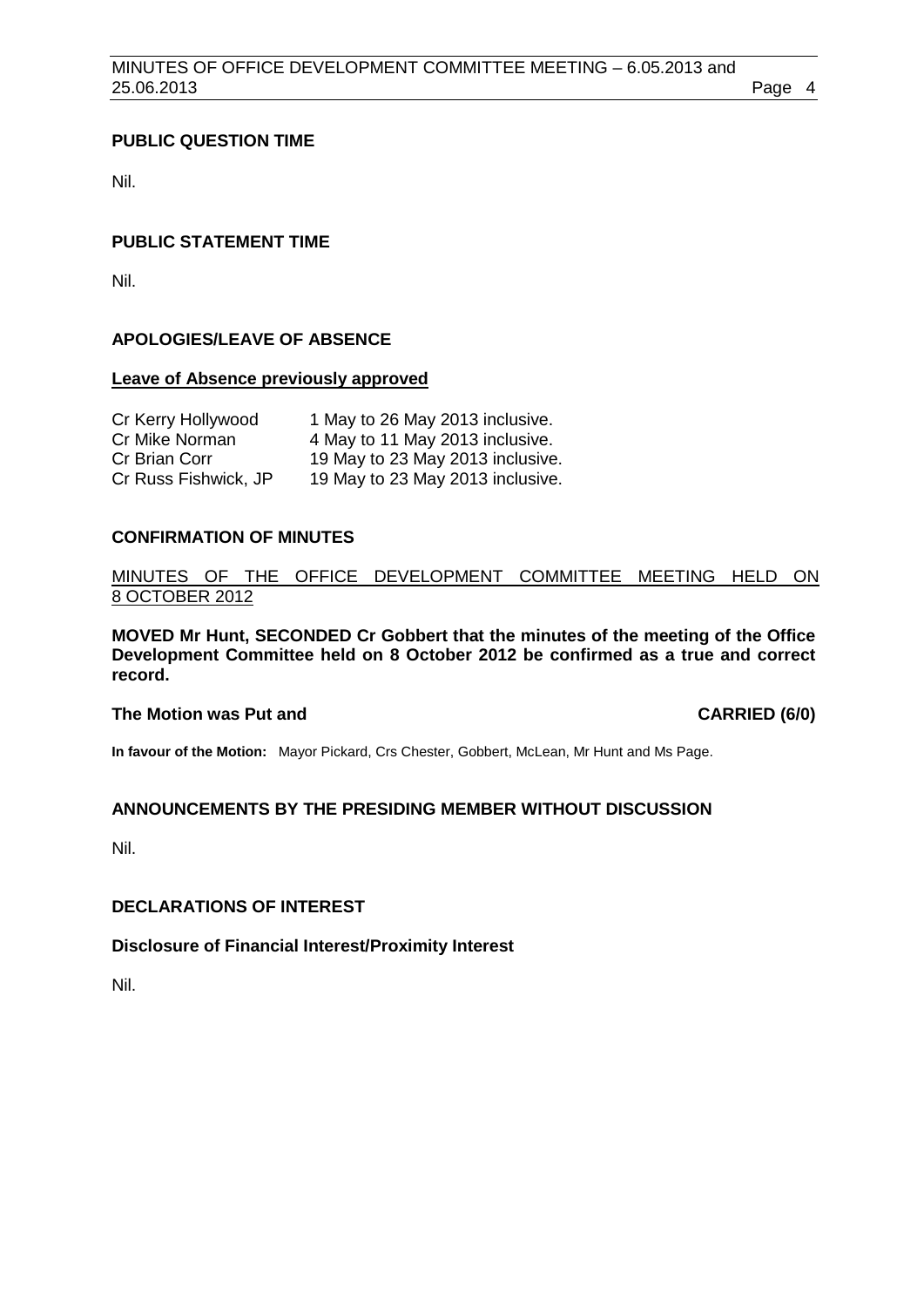## PUBLIC QUESTION TIME

Nil.

## PUBLIC STATEMENT TIME

Nil.

## APOLOGIES/LEAVE OF ABSENCE

### Leave of Absence previously approved

| | |
|---|---|
| Cr Kerry Hollywood | 1 May to 26 May 2013 inclusive. |
| Cr Mike Norman | 4 May to 11 May 2013 inclusive. |
| Cr Brian Corr | 19 May to 23 May 2013 inclusive. |
| Cr Russ Fishwick, JP | 19 May to 23 May 2013 inclusive. |

## CONFIRMATION OF MINUTES

MINUTES OF THE OFFICE DEVELOPMENT COMMITTEE MEETING HELD ON 8 OCTOBER 2012

**MOVED Mr Hunt, SECONDED Cr Gobbert that the minutes of the meeting of the Office Development Committee held on 8 October 2012 be confirmed as a true and correct record.**

**The Motion was Put and CARRIED (6/0)**

**In favour of the Motion:** Mayor Pickard, Crs Chester, Gobbert, McLean, Mr Hunt and Ms Page.

## ANNOUNCEMENTS BY THE PRESIDING MEMBER WITHOUT DISCUSSION

Nil.

## DECLARATIONS OF INTEREST

### Disclosure of Financial Interest/Proximity Interest

Nil.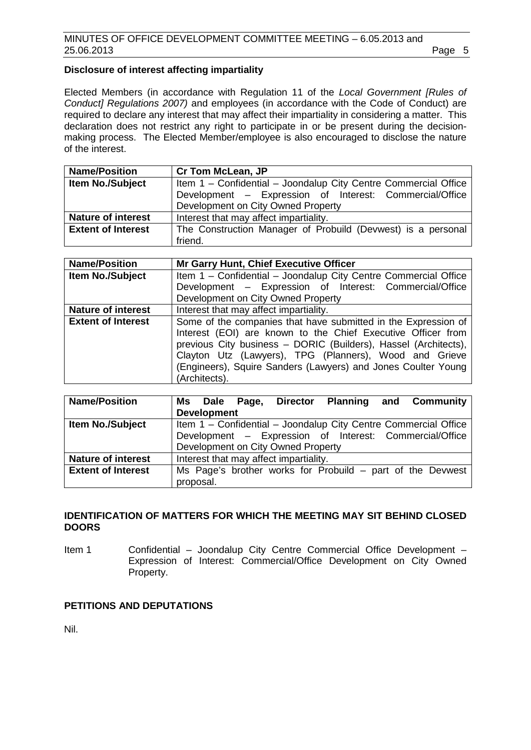**Disclosure of interest affecting impartiality**

Elected Members (in accordance with Regulation 11 of the *Local Government [Rules of Conduct] Regulations 2007)* and employees (in accordance with the Code of Conduct) are required to declare any interest that may affect their impartiality in considering a matter. This declaration does not restrict any right to participate in or be present during the decision-making process. The Elected Member/employee is also encouraged to disclose the nature of the interest.

| **Name/Position** | **Cr Tom McLean, JP** |
|---|---|
| **Item No./Subject** | Item 1 – Confidential – Joondalup City Centre Commercial Office Development – Expression of Interest: Commercial/Office Development on City Owned Property |
| **Nature of interest** | Interest that may affect impartiality. |
| **Extent of Interest** | The Construction Manager of Probuild (Devwest) is a personal friend. |

| **Name/Position** | **Mr Garry Hunt, Chief Executive Officer** |
|---|---|
| **Item No./Subject** | Item 1 – Confidential – Joondalup City Centre Commercial Office Development – Expression of Interest: Commercial/Office Development on City Owned Property |
| **Nature of interest** | Interest that may affect impartiality. |
| **Extent of Interest** | Some of the companies that have submitted in the Expression of Interest (EOI) are known to the Chief Executive Officer from previous City business – DORIC (Builders), Hassel (Architects), Clayton Utz (Lawyers), TPG (Planners), Wood and Grieve (Engineers), Squire Sanders (Lawyers) and Jones Coulter Young (Architects). |

| **Name/Position** | **Ms Dale Page, Director Planning and Community Development** |
|---|---|
| **Item No./Subject** | Item 1 – Confidential – Joondalup City Centre Commercial Office Development – Expression of Interest: Commercial/Office Development on City Owned Property |
| **Nature of interest** | Interest that may affect impartiality. |
| **Extent of Interest** | Ms Page's brother works for Probuild – part of the Devwest proposal. |

## IDENTIFICATION OF MATTERS FOR WHICH THE MEETING MAY SIT BEHIND CLOSED DOORS

Item 1 Confidential – Joondalup City Centre Commercial Office Development – Expression of Interest: Commercial/Office Development on City Owned Property.

## PETITIONS AND DEPUTATIONS

Nil.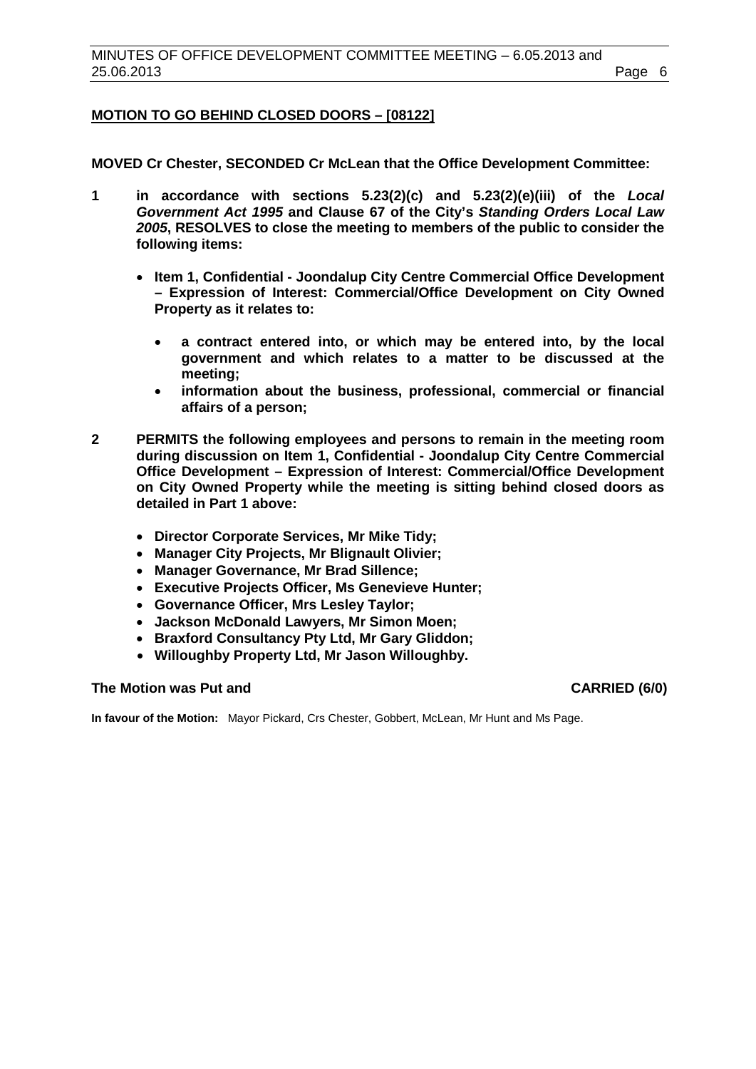## MOTION TO GO BEHIND CLOSED DOORS – [08122]

**MOVED Cr Chester, SECONDED Cr McLean that the Office Development Committee:**

**1 in accordance with sections 5.23(2)(c) and 5.23(2)(e)(iii) of the *Local Government Act 1995* and Clause 67 of the City's *Standing Orders Local Law 2005*, RESOLVES to close the meeting to members of the public to consider the following items:**

- **Item 1, Confidential - Joondalup City Centre Commercial Office Development – Expression of Interest: Commercial/Office Development on City Owned Property as it relates to:**
  - **a contract entered into, or which may be entered into, by the local government and which relates to a matter to be discussed at the meeting;**
  - **information about the business, professional, commercial or financial affairs of a person;**

**2 PERMITS the following employees and persons to remain in the meeting room during discussion on Item 1, Confidential - Joondalup City Centre Commercial Office Development – Expression of Interest: Commercial/Office Development on City Owned Property while the meeting is sitting behind closed doors as detailed in Part 1 above:**

- **Director Corporate Services, Mr Mike Tidy;**
- **Manager City Projects, Mr Blignault Olivier;**
- **Manager Governance, Mr Brad Sillence;**
- **Executive Projects Officer, Ms Genevieve Hunter;**
- **Governance Officer, Mrs Lesley Taylor;**
- **Jackson McDonald Lawyers, Mr Simon Moen;**
- **Braxford Consultancy Pty Ltd, Mr Gary Gliddon;**
- **Willoughby Property Ltd, Mr Jason Willoughby.**

**The Motion was Put and CARRIED (6/0)**

**In favour of the Motion:** Mayor Pickard, Crs Chester, Gobbert, McLean, Mr Hunt and Ms Page.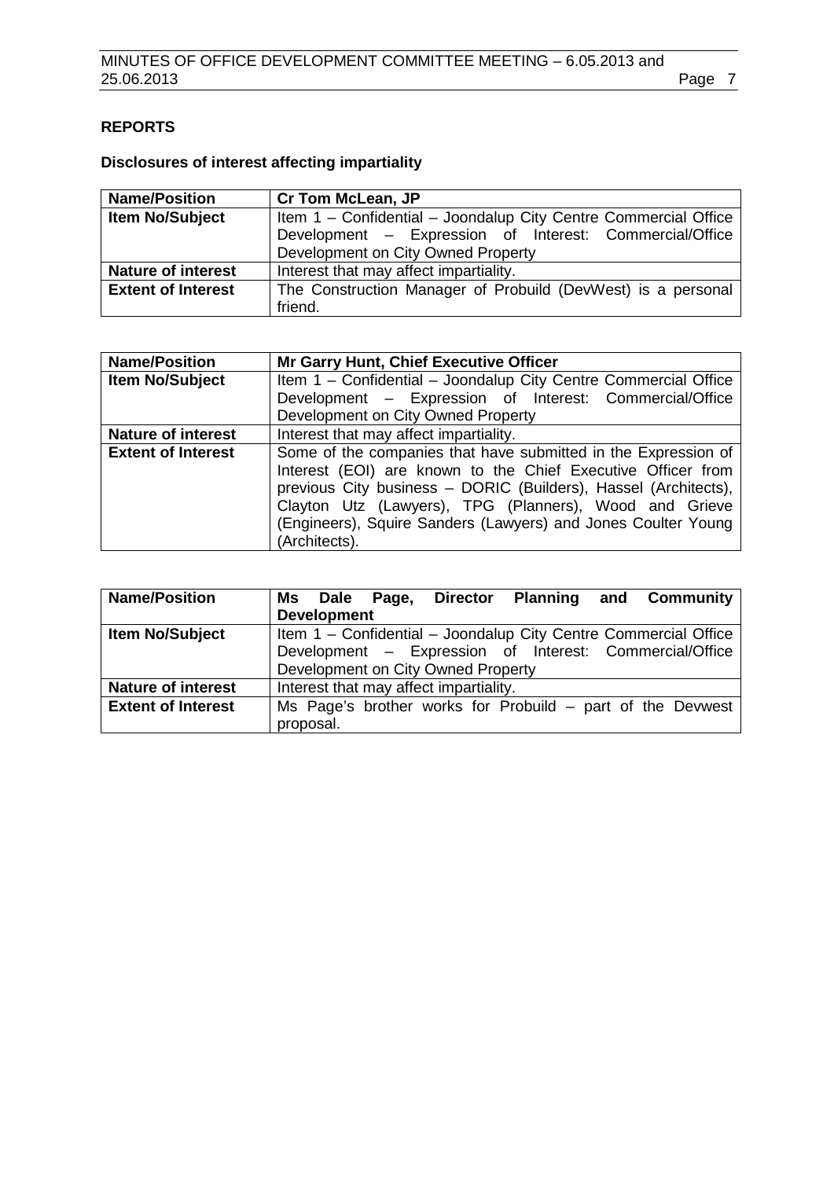## REPORTS

### Disclosures of interest affecting impartiality

| Name/Position | Cr Tom McLean, JP |
|---|---|
| Item No/Subject | Item 1 – Confidential – Joondalup City Centre Commercial Office Development – Expression of Interest: Commercial/Office Development on City Owned Property |
| Nature of interest | Interest that may affect impartiality. |
| Extent of Interest | The Construction Manager of Probuild (DevWest) is a personal friend. |

| Name/Position | Mr Garry Hunt, Chief Executive Officer |
|---|---|
| Item No/Subject | Item 1 – Confidential – Joondalup City Centre Commercial Office Development – Expression of Interest: Commercial/Office Development on City Owned Property |
| Nature of interest | Interest that may affect impartiality. |
| Extent of Interest | Some of the companies that have submitted in the Expression of Interest (EOI) are known to the Chief Executive Officer from previous City business – DORIC (Builders), Hassel (Architects), Clayton Utz (Lawyers), TPG (Planners), Wood and Grieve (Engineers), Squire Sanders (Lawyers) and Jones Coulter Young (Architects). |

| Name/Position | Ms Dale Page, Director Planning and Community Development |
|---|---|
| Item No/Subject | Item 1 – Confidential – Joondalup City Centre Commercial Office Development – Expression of Interest: Commercial/Office Development on City Owned Property |
| Nature of interest | Interest that may affect impartiality. |
| Extent of Interest | Ms Page's brother works for Probuild – part of the Devwest proposal. |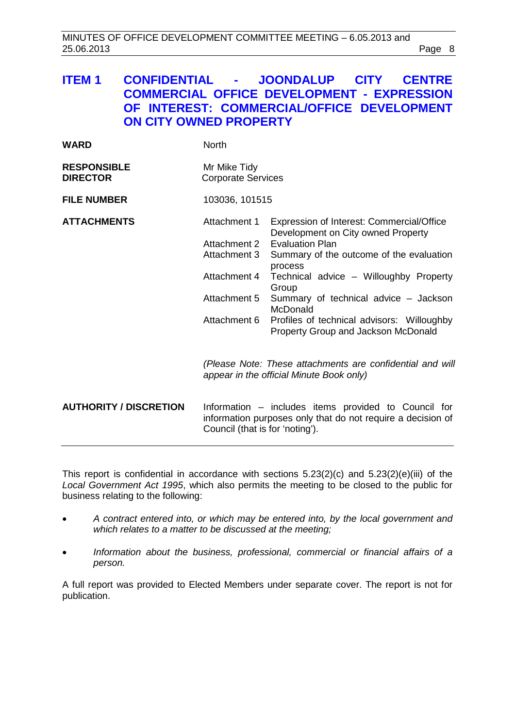## ITEM 1 CONFIDENTIAL - JOONDALUP CITY CENTRE COMMERCIAL OFFICE DEVELOPMENT - EXPRESSION OF INTEREST: COMMERCIAL/OFFICE DEVELOPMENT ON CITY OWNED PROPERTY

| | |
|---|---|
| **WARD** | North |
| **RESPONSIBLE DIRECTOR** | Mr Mike Tidy<br>Corporate Services |
| **FILE NUMBER** | 103036, 101515 |
| **ATTACHMENTS** | Attachment 1 Expression of Interest: Commercial/Office Development on City owned Property<br>Attachment 2 Evaluation Plan<br>Attachment 3 Summary of the outcome of the evaluation process<br>Attachment 4 Technical advice – Willoughby Property Group<br>Attachment 5 Summary of technical advice – Jackson McDonald<br>Attachment 6 Profiles of technical advisors: Willoughby Property Group and Jackson McDonald<br><br>*(Please Note: These attachments are confidential and will appear in the official Minute Book only)* |
| **AUTHORITY / DISCRETION** | Information – includes items provided to Council for information purposes only that do not require a decision of Council (that is for 'noting'). |

This report is confidential in accordance with sections 5.23(2)(c) and 5.23(2)(e)(iii) of the *Local Government Act 1995*, which also permits the meeting to be closed to the public for business relating to the following:

- *A contract entered into, or which may be entered into, by the local government and which relates to a matter to be discussed at the meeting;*
- *Information about the business, professional, commercial or financial affairs of a person.*

A full report was provided to Elected Members under separate cover. The report is not for publication.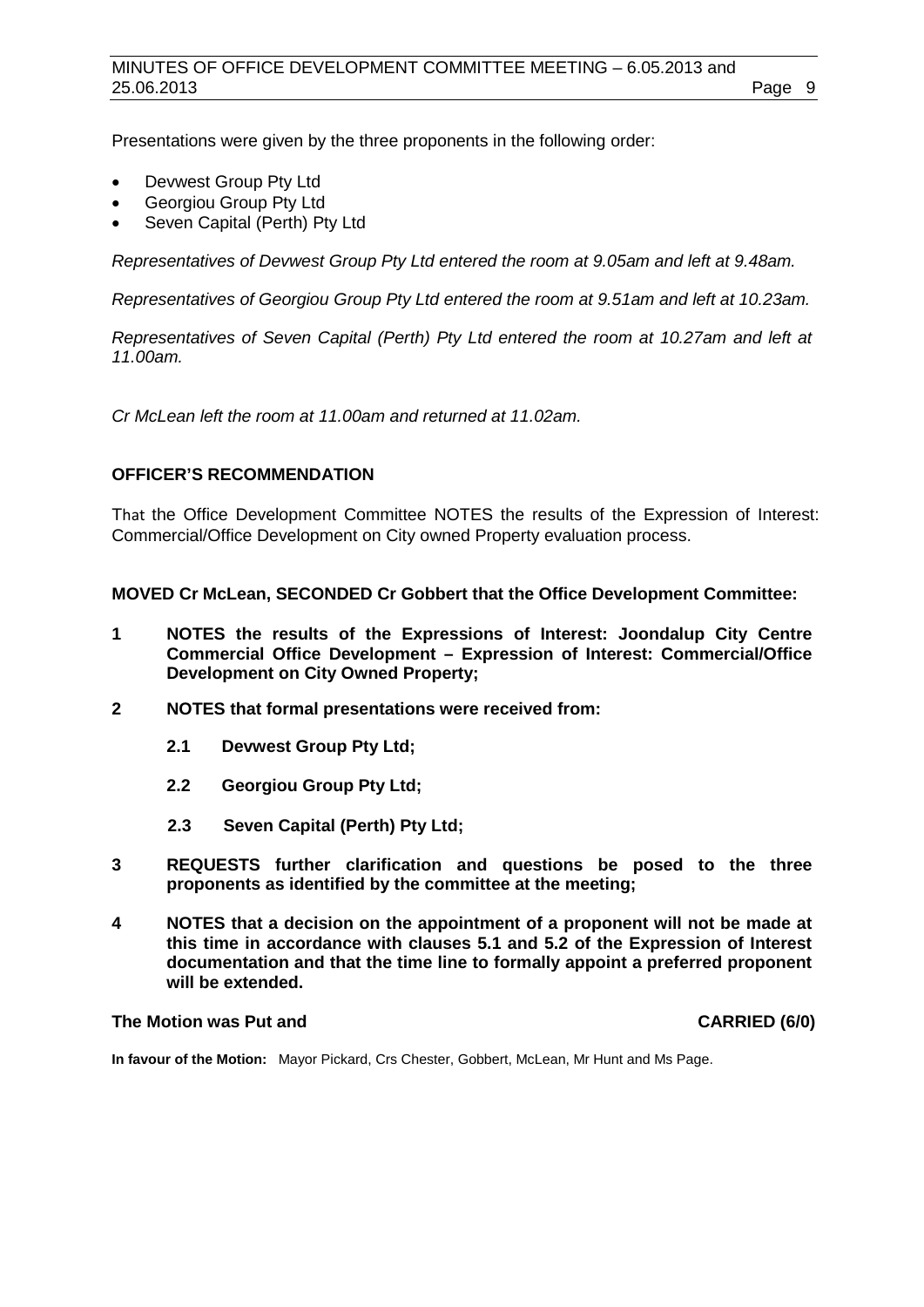Presentations were given by the three proponents in the following order:

- Devwest Group Pty Ltd
- Georgiou Group Pty Ltd
- Seven Capital (Perth) Pty Ltd

*Representatives of Devwest Group Pty Ltd entered the room at 9.05am and left at 9.48am.*

*Representatives of Georgiou Group Pty Ltd entered the room at 9.51am and left at 10.23am.*

*Representatives of Seven Capital (Perth) Pty Ltd entered the room at 10.27am and left at 11.00am.*

*Cr McLean left the room at 11.00am and returned at 11.02am.*

**OFFICER'S RECOMMENDATION**

That the Office Development Committee NOTES the results of the Expression of Interest: Commercial/Office Development on City owned Property evaluation process.

**MOVED Cr McLean, SECONDED Cr Gobbert that the Office Development Committee:**

**1 NOTES the results of the Expressions of Interest: Joondalup City Centre Commercial Office Development – Expression of Interest: Commercial/Office Development on City Owned Property;**

**2 NOTES that formal presentations were received from:**

**2.1 Devwest Group Pty Ltd;**

**2.2 Georgiou Group Pty Ltd;**

**2.3 Seven Capital (Perth) Pty Ltd;**

**3 REQUESTS further clarification and questions be posed to the three proponents as identified by the committee at the meeting;**

**4 NOTES that a decision on the appointment of a proponent will not be made at this time in accordance with clauses 5.1 and 5.2 of the Expression of Interest documentation and that the time line to formally appoint a preferred proponent will be extended.**

**The Motion was Put and CARRIED (6/0)**

**In favour of the Motion:** Mayor Pickard, Crs Chester, Gobbert, McLean, Mr Hunt and Ms Page.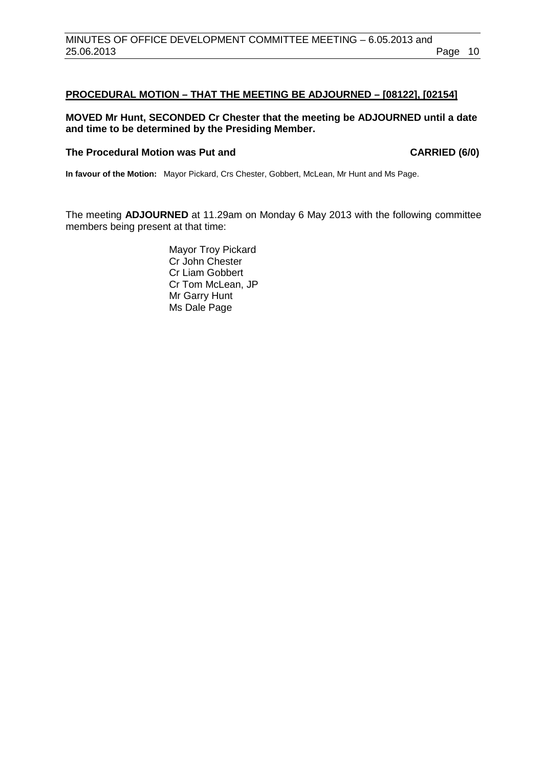## PROCEDURAL MOTION – THAT THE MEETING BE ADJOURNED – [08122], [02154]

**MOVED Mr Hunt, SECONDED Cr Chester that the meeting be ADJOURNED until a date and time to be determined by the Presiding Member.**

**The Procedural Motion was Put and CARRIED (6/0)**

**In favour of the Motion:** Mayor Pickard, Crs Chester, Gobbert, McLean, Mr Hunt and Ms Page.

The meeting **ADJOURNED** at 11.29am on Monday 6 May 2013 with the following committee members being present at that time:

Mayor Troy Pickard  
Cr John Chester  
Cr Liam Gobbert  
Cr Tom McLean, JP  
Mr Garry Hunt  
Ms Dale Page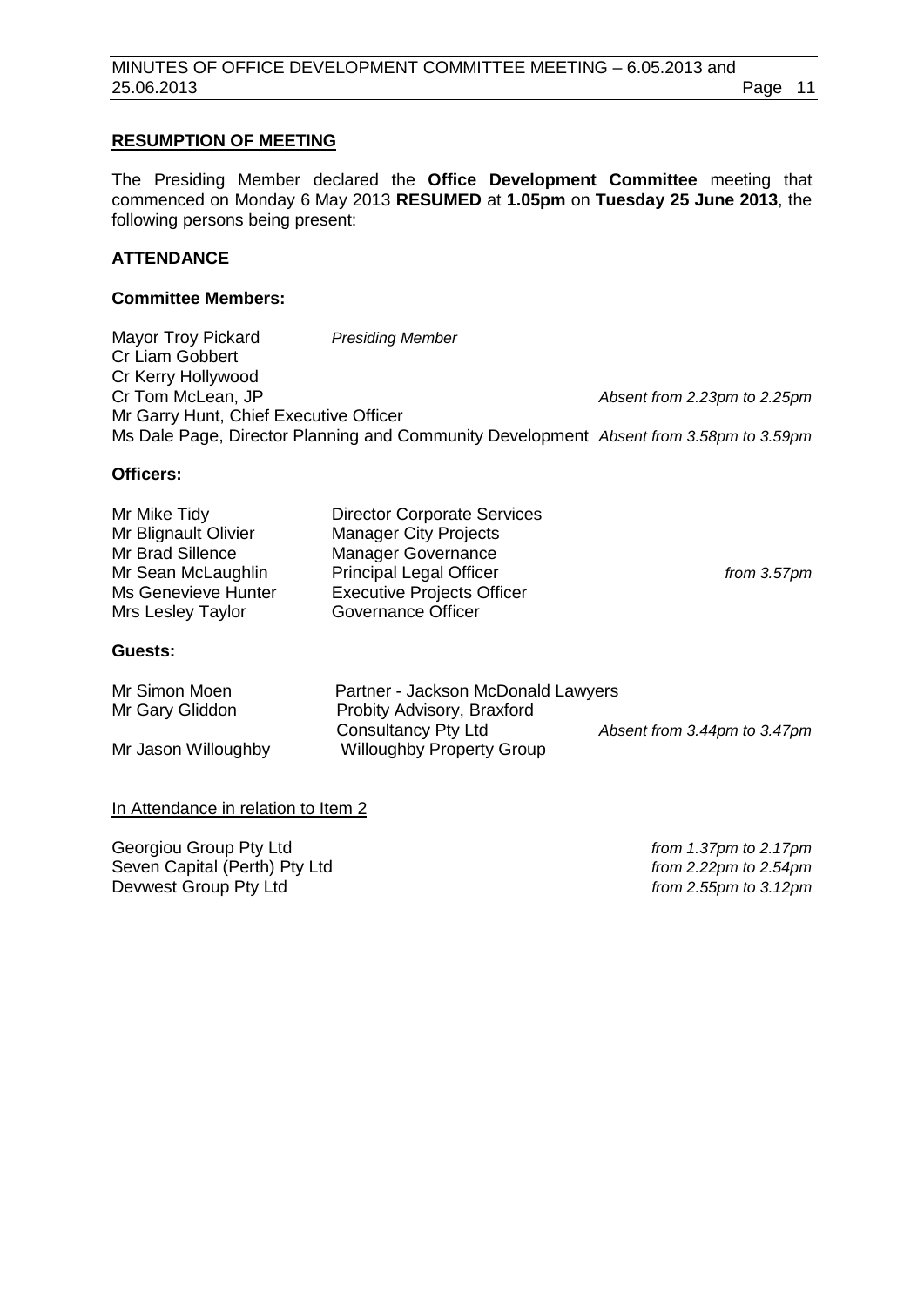## RESUMPTION OF MEETING

The Presiding Member declared the **Office Development Committee** meeting that commenced on Monday 6 May 2013 **RESUMED** at **1.05pm** on **Tuesday 25 June 2013**, the following persons being present:

### ATTENDANCE

**Committee Members:**

| | | |
|---|---|---|
| Mayor Troy Pickard | *Presiding Member* | |
| Cr Liam Gobbert | | |
| Cr Kerry Hollywood | | |
| Cr Tom McLean, JP | | *Absent from 2.23pm to 2.25pm* |
| Mr Garry Hunt, Chief Executive Officer | | |
| Ms Dale Page, Director Planning and Community Development | | *Absent from 3.58pm to 3.59pm* |

**Officers:**

| | | |
|---|---|---|
| Mr Mike Tidy | Director Corporate Services | |
| Mr Blignault Olivier | Manager City Projects | |
| Mr Brad Sillence | Manager Governance | |
| Mr Sean McLaughlin | Principal Legal Officer | *from 3.57pm* |
| Ms Genevieve Hunter | Executive Projects Officer | |
| Mrs Lesley Taylor | Governance Officer | |

**Guests:**

| | | |
|---|---|---|
| Mr Simon Moen | Partner - Jackson McDonald Lawyers | |
| Mr Gary Gliddon | Probity Advisory, Braxford Consultancy Pty Ltd | *Absent from 3.44pm to 3.47pm* |
| Mr Jason Willoughby | Willoughby Property Group | |

In Attendance in relation to Item 2

| | |
|---|---|
| Georgiou Group Pty Ltd | *from 1.37pm to 2.17pm* |
| Seven Capital (Perth) Pty Ltd | *from 2.22pm to 2.54pm* |
| Devwest Group Pty Ltd | *from 2.55pm to 3.12pm* |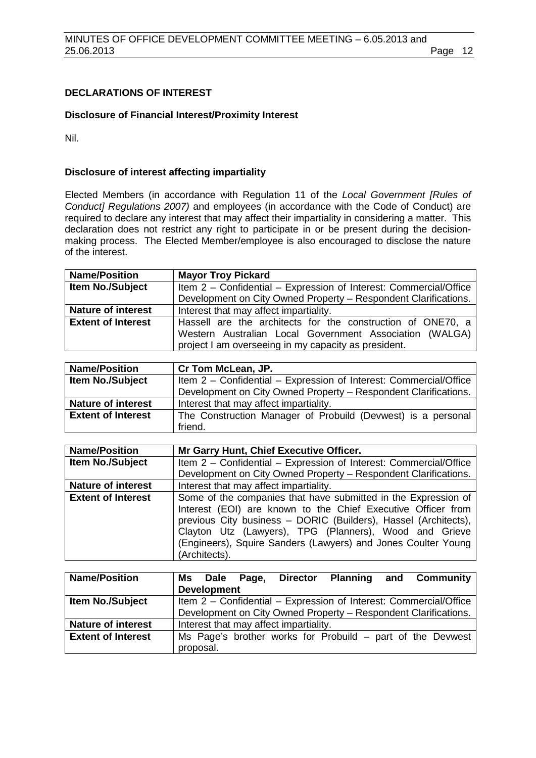## DECLARATIONS OF INTEREST

### Disclosure of Financial Interest/Proximity Interest

Nil.

### Disclosure of interest affecting impartiality

Elected Members (in accordance with Regulation 11 of the *Local Government [Rules of Conduct] Regulations 2007)* and employees (in accordance with the Code of Conduct) are required to declare any interest that may affect their impartiality in considering a matter. This declaration does not restrict any right to participate in or be present during the decision-making process. The Elected Member/employee is also encouraged to disclose the nature of the interest.

| **Name/Position** | **Mayor Troy Pickard** |
|---|---|
| **Item No./Subject** | Item 2 – Confidential – Expression of Interest: Commercial/Office Development on City Owned Property – Respondent Clarifications. |
| **Nature of interest** | Interest that may affect impartiality. |
| **Extent of Interest** | Hassell are the architects for the construction of ONE70, a Western Australian Local Government Association (WALGA) project I am overseeing in my capacity as president. |

| **Name/Position** | **Cr Tom McLean, JP.** |
|---|---|
| **Item No./Subject** | Item 2 – Confidential – Expression of Interest: Commercial/Office Development on City Owned Property – Respondent Clarifications. |
| **Nature of interest** | Interest that may affect impartiality. |
| **Extent of Interest** | The Construction Manager of Probuild (Devwest) is a personal friend. |

| **Name/Position** | **Mr Garry Hunt, Chief Executive Officer.** |
|---|---|
| **Item No./Subject** | Item 2 – Confidential – Expression of Interest: Commercial/Office Development on City Owned Property – Respondent Clarifications. |
| **Nature of interest** | Interest that may affect impartiality. |
| **Extent of Interest** | Some of the companies that have submitted in the Expression of Interest (EOI) are known to the Chief Executive Officer from previous City business – DORIC (Builders), Hassel (Architects), Clayton Utz (Lawyers), TPG (Planners), Wood and Grieve (Engineers), Squire Sanders (Lawyers) and Jones Coulter Young (Architects). |

| **Name/Position** | **Ms Dale Page, Director Planning and Community Development** |
|---|---|
| **Item No./Subject** | Item 2 – Confidential – Expression of Interest: Commercial/Office Development on City Owned Property – Respondent Clarifications. |
| **Nature of interest** | Interest that may affect impartiality. |
| **Extent of Interest** | Ms Page's brother works for Probuild – part of the Devwest proposal. |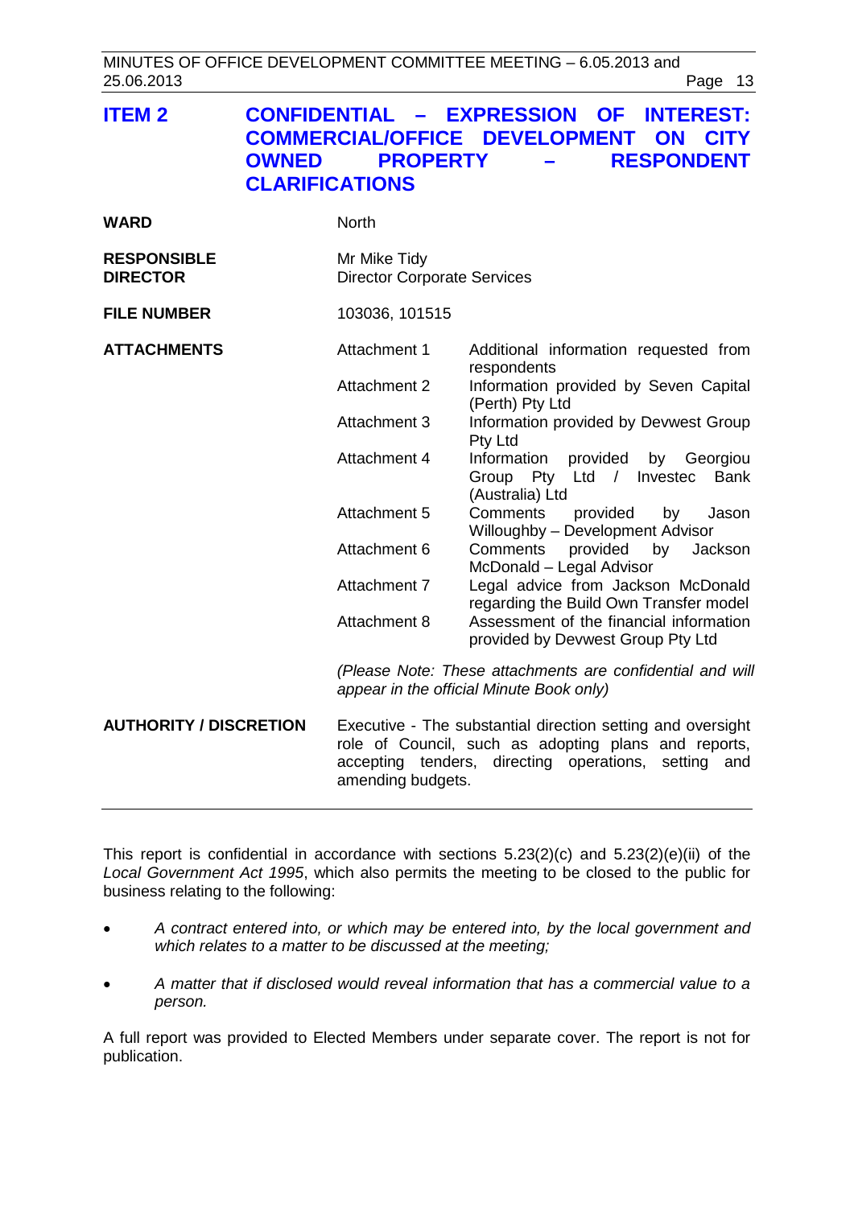## ITEM 2 CONFIDENTIAL – EXPRESSION OF INTEREST: COMMERCIAL/OFFICE DEVELOPMENT ON CITY OWNED PROPERTY – RESPONDENT CLARIFICATIONS

| | |
|---|---|
| **WARD** | North |
| **RESPONSIBLE DIRECTOR** | Mr Mike Tidy<br>Director Corporate Services |
| **FILE NUMBER** | 103036, 101515 |
| **ATTACHMENTS** | Attachment 1 Additional information requested from respondents<br>Attachment 2 Information provided by Seven Capital (Perth) Pty Ltd<br>Attachment 3 Information provided by Devwest Group Pty Ltd<br>Attachment 4 Information provided by Georgiou Group Pty Ltd / Investec Bank (Australia) Ltd<br>Attachment 5 Comments provided by Jason Willoughby – Development Advisor<br>Attachment 6 Comments provided by Jackson McDonald – Legal Advisor<br>Attachment 7 Legal advice from Jackson McDonald regarding the Build Own Transfer model<br>Attachment 8 Assessment of the financial information provided by Devwest Group Pty Ltd<br><br>*(Please Note: These attachments are confidential and will appear in the official Minute Book only)* |
| **AUTHORITY / DISCRETION** | Executive - The substantial direction setting and oversight role of Council, such as adopting plans and reports, accepting tenders, directing operations, setting and amending budgets. |

This report is confidential in accordance with sections 5.23(2)(c) and 5.23(2)(e)(ii) of the *Local Government Act 1995*, which also permits the meeting to be closed to the public for business relating to the following:

- *A contract entered into, or which may be entered into, by the local government and which relates to a matter to be discussed at the meeting;*
- *A matter that if disclosed would reveal information that has a commercial value to a person.*

A full report was provided to Elected Members under separate cover. The report is not for publication.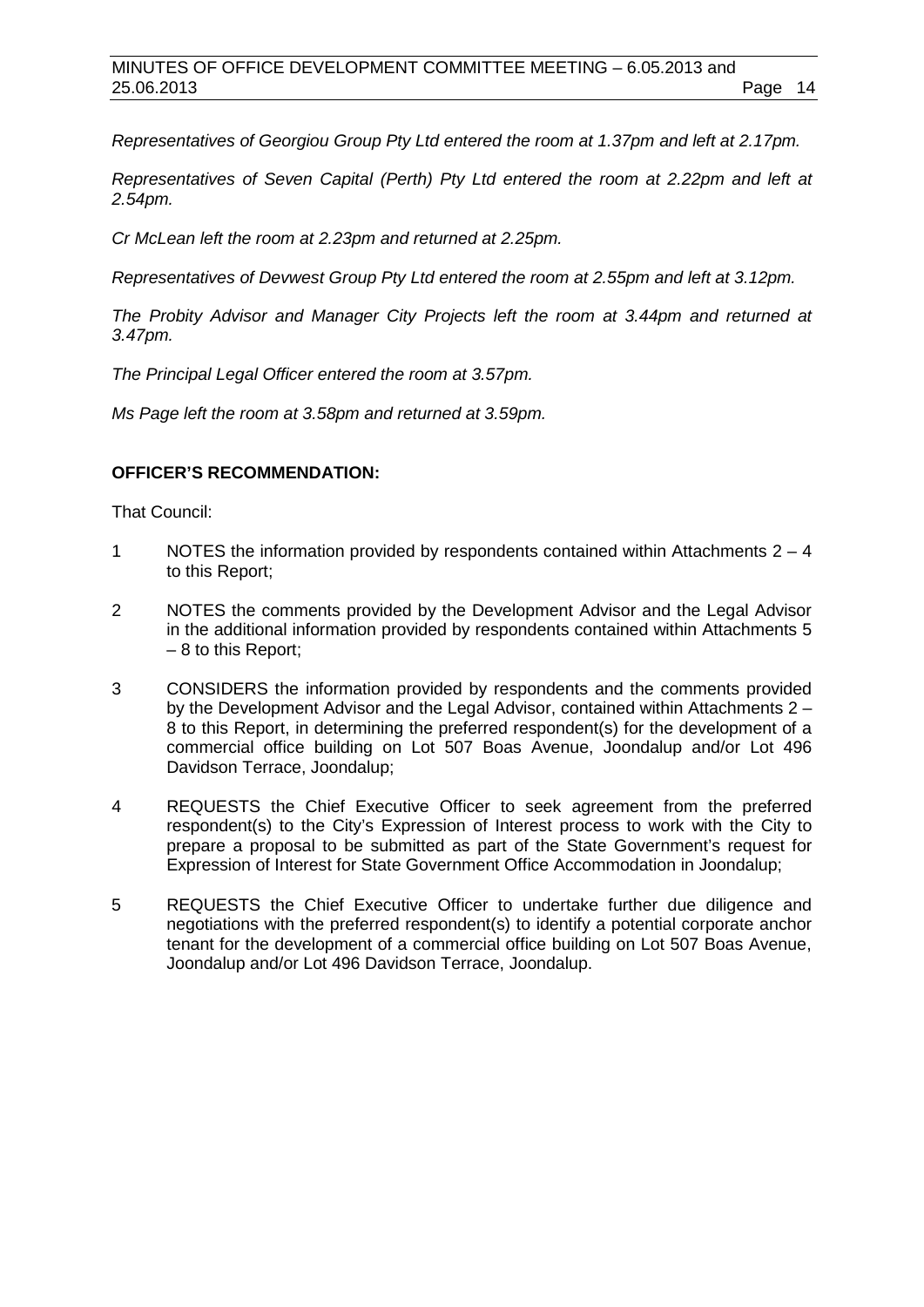*Representatives of Georgiou Group Pty Ltd entered the room at 1.37pm and left at 2.17pm.*

*Representatives of Seven Capital (Perth) Pty Ltd entered the room at 2.22pm and left at 2.54pm.*

*Cr McLean left the room at 2.23pm and returned at 2.25pm.*

*Representatives of Devwest Group Pty Ltd entered the room at 2.55pm and left at 3.12pm.*

*The Probity Advisor and Manager City Projects left the room at 3.44pm and returned at 3.47pm.*

*The Principal Legal Officer entered the room at 3.57pm.*

*Ms Page left the room at 3.58pm and returned at 3.59pm.*

**OFFICER'S RECOMMENDATION:**

That Council:

1 NOTES the information provided by respondents contained within Attachments 2 – 4 to this Report;

2 NOTES the comments provided by the Development Advisor and the Legal Advisor in the additional information provided by respondents contained within Attachments 5 – 8 to this Report;

3 CONSIDERS the information provided by respondents and the comments provided by the Development Advisor and the Legal Advisor, contained within Attachments 2 – 8 to this Report, in determining the preferred respondent(s) for the development of a commercial office building on Lot 507 Boas Avenue, Joondalup and/or Lot 496 Davidson Terrace, Joondalup;

4 REQUESTS the Chief Executive Officer to seek agreement from the preferred respondent(s) to the City's Expression of Interest process to work with the City to prepare a proposal to be submitted as part of the State Government's request for Expression of Interest for State Government Office Accommodation in Joondalup;

5 REQUESTS the Chief Executive Officer to undertake further due diligence and negotiations with the preferred respondent(s) to identify a potential corporate anchor tenant for the development of a commercial office building on Lot 507 Boas Avenue, Joondalup and/or Lot 496 Davidson Terrace, Joondalup.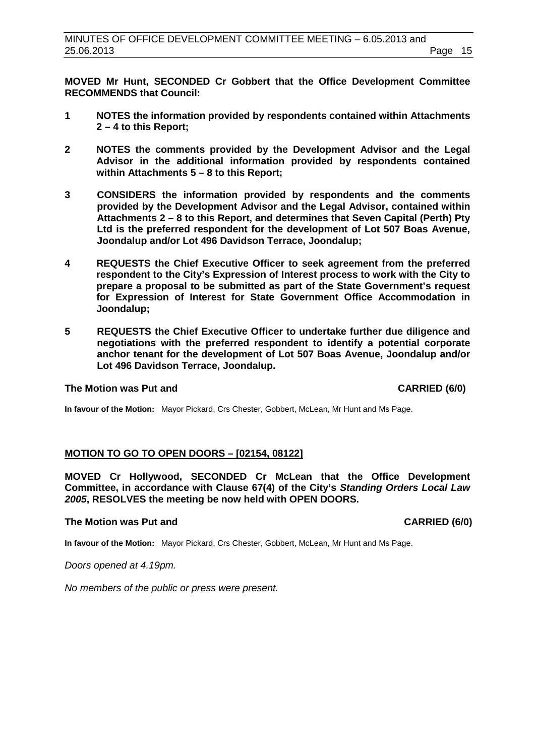**MOVED Mr Hunt, SECONDED Cr Gobbert that the Office Development Committee RECOMMENDS that Council:**

1. **NOTES the information provided by respondents contained within Attachments 2 – 4 to this Report;**

2. **NOTES the comments provided by the Development Advisor and the Legal Advisor in the additional information provided by respondents contained within Attachments 5 – 8 to this Report;**

3. **CONSIDERS the information provided by respondents and the comments provided by the Development Advisor and the Legal Advisor, contained within Attachments 2 – 8 to this Report, and determines that Seven Capital (Perth) Pty Ltd is the preferred respondent for the development of Lot 507 Boas Avenue, Joondalup and/or Lot 496 Davidson Terrace, Joondalup;**

4. **REQUESTS the Chief Executive Officer to seek agreement from the preferred respondent to the City's Expression of Interest process to work with the City to prepare a proposal to be submitted as part of the State Government's request for Expression of Interest for State Government Office Accommodation in Joondalup;**

5. **REQUESTS the Chief Executive Officer to undertake further due diligence and negotiations with the preferred respondent to identify a potential corporate anchor tenant for the development of Lot 507 Boas Avenue, Joondalup and/or Lot 496 Davidson Terrace, Joondalup.**

**The Motion was Put and CARRIED (6/0)**

**In favour of the Motion:** Mayor Pickard, Crs Chester, Gobbert, McLean, Mr Hunt and Ms Page.

## MOTION TO GO TO OPEN DOORS – [02154, 08122]

**MOVED Cr Hollywood, SECONDED Cr McLean that the Office Development Committee, in accordance with Clause 67(4) of the City's *Standing Orders Local Law 2005*, RESOLVES the meeting be now held with OPEN DOORS.**

**The Motion was Put and CARRIED (6/0)**

**In favour of the Motion:** Mayor Pickard, Crs Chester, Gobbert, McLean, Mr Hunt and Ms Page.

*Doors opened at 4.19pm.*

*No members of the public or press were present.*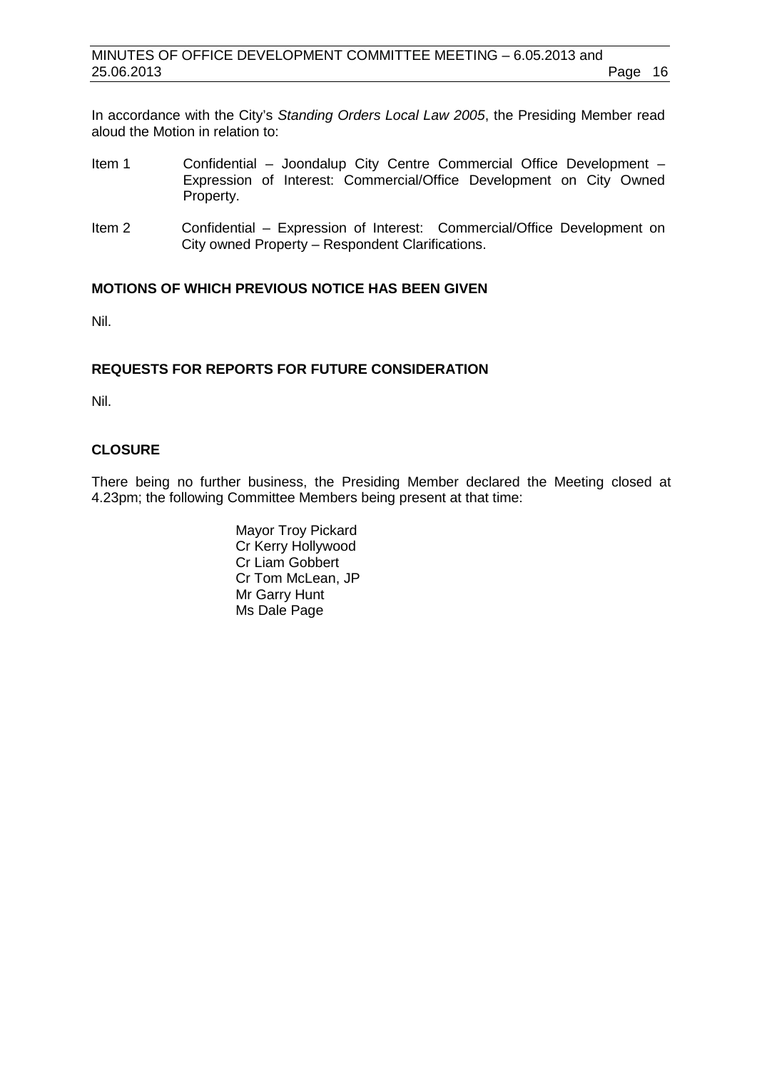In accordance with the City's *Standing Orders Local Law 2005*, the Presiding Member read aloud the Motion in relation to:

Item 1 Confidential – Joondalup City Centre Commercial Office Development – Expression of Interest: Commercial/Office Development on City Owned Property.

Item 2 Confidential – Expression of Interest: Commercial/Office Development on City owned Property – Respondent Clarifications.

## MOTIONS OF WHICH PREVIOUS NOTICE HAS BEEN GIVEN

Nil.

## REQUESTS FOR REPORTS FOR FUTURE CONSIDERATION

Nil.

## CLOSURE

There being no further business, the Presiding Member declared the Meeting closed at 4.23pm; the following Committee Members being present at that time:

Mayor Troy Pickard
Cr Kerry Hollywood
Cr Liam Gobbert
Cr Tom McLean, JP
Mr Garry Hunt
Ms Dale Page